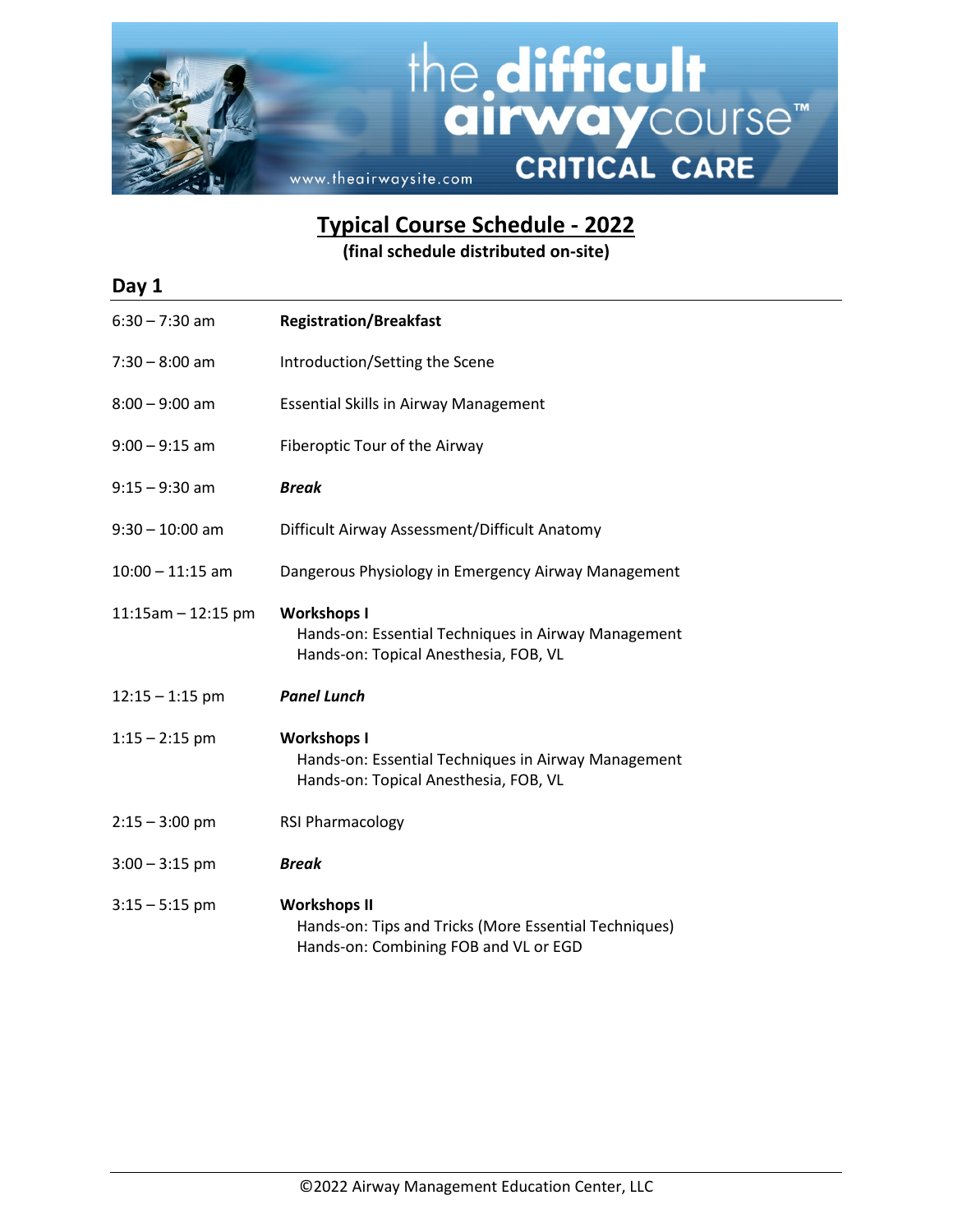# the difficult airway course™ CRITICAL CARE

www.theairwaysite.com

## Typical Course Schedule - 2022

**(final schedule distributed on-site)**

## Day 1

| | |
|---|---|
| 6:30 – 7:30 am | **Registration/Breakfast** |
| 7:30 – 8:00 am | Introduction/Setting the Scene |
| 8:00 – 9:00 am | Essential Skills in Airway Management |
| 9:00 – 9:15 am | Fiberoptic Tour of the Airway |
| 9:15 – 9:30 am | ***Break*** |
| 9:30 – 10:00 am | Difficult Airway Assessment/Difficult Anatomy |
| 10:00 – 11:15 am | Dangerous Physiology in Emergency Airway Management |
| 11:15am – 12:15 pm | **Workshops I**<br>Hands-on: Essential Techniques in Airway Management<br>Hands-on: Topical Anesthesia, FOB, VL |
| 12:15 – 1:15 pm | ***Panel Lunch*** |
| 1:15 – 2:15 pm | **Workshops I**<br>Hands-on: Essential Techniques in Airway Management<br>Hands-on: Topical Anesthesia, FOB, VL |
| 2:15 – 3:00 pm | RSI Pharmacology |
| 3:00 – 3:15 pm | ***Break*** |
| 3:15 – 5:15 pm | **Workshops II**<br>Hands-on: Tips and Tricks (More Essential Techniques)<br>Hands-on: Combining FOB and VL or EGD |

©2022 Airway Management Education Center, LLC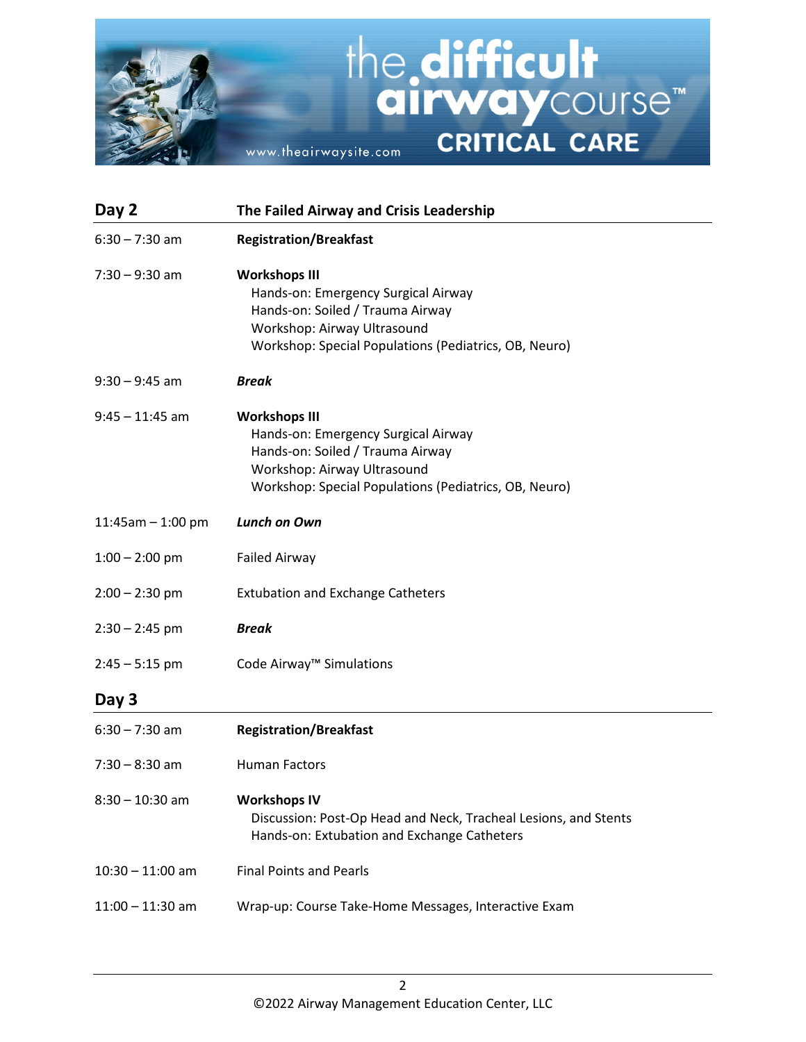the difficult airway course™ CRITICAL CARE

www.theairwaysite.com

## Day 2 — The Failed Airway and Crisis Leadership

| | |
|---|---|
| 6:30 – 7:30 am | **Registration/Breakfast** |
| 7:30 – 9:30 am | **Workshops III**<br>Hands-on: Emergency Surgical Airway<br>Hands-on: Soiled / Trauma Airway<br>Workshop: Airway Ultrasound<br>Workshop: Special Populations (Pediatrics, OB, Neuro) |
| 9:30 – 9:45 am | ***Break*** |
| 9:45 – 11:45 am | **Workshops III**<br>Hands-on: Emergency Surgical Airway<br>Hands-on: Soiled / Trauma Airway<br>Workshop: Airway Ultrasound<br>Workshop: Special Populations (Pediatrics, OB, Neuro) |
| 11:45am – 1:00 pm | ***Lunch on Own*** |
| 1:00 – 2:00 pm | Failed Airway |
| 2:00 – 2:30 pm | Extubation and Exchange Catheters |
| 2:30 – 2:45 pm | ***Break*** |
| 2:45 – 5:15 pm | Code Airway™ Simulations |

## Day 3

| | |
|---|---|
| 6:30 – 7:30 am | **Registration/Breakfast** |
| 7:30 – 8:30 am | Human Factors |
| 8:30 – 10:30 am | **Workshops IV**<br>Discussion: Post-Op Head and Neck, Tracheal Lesions, and Stents<br>Hands-on: Extubation and Exchange Catheters |
| 10:30 – 11:00 am | Final Points and Pearls |
| 11:00 – 11:30 am | Wrap-up: Course Take-Home Messages, Interactive Exam |

©2022 Airway Management Education Center, LLC